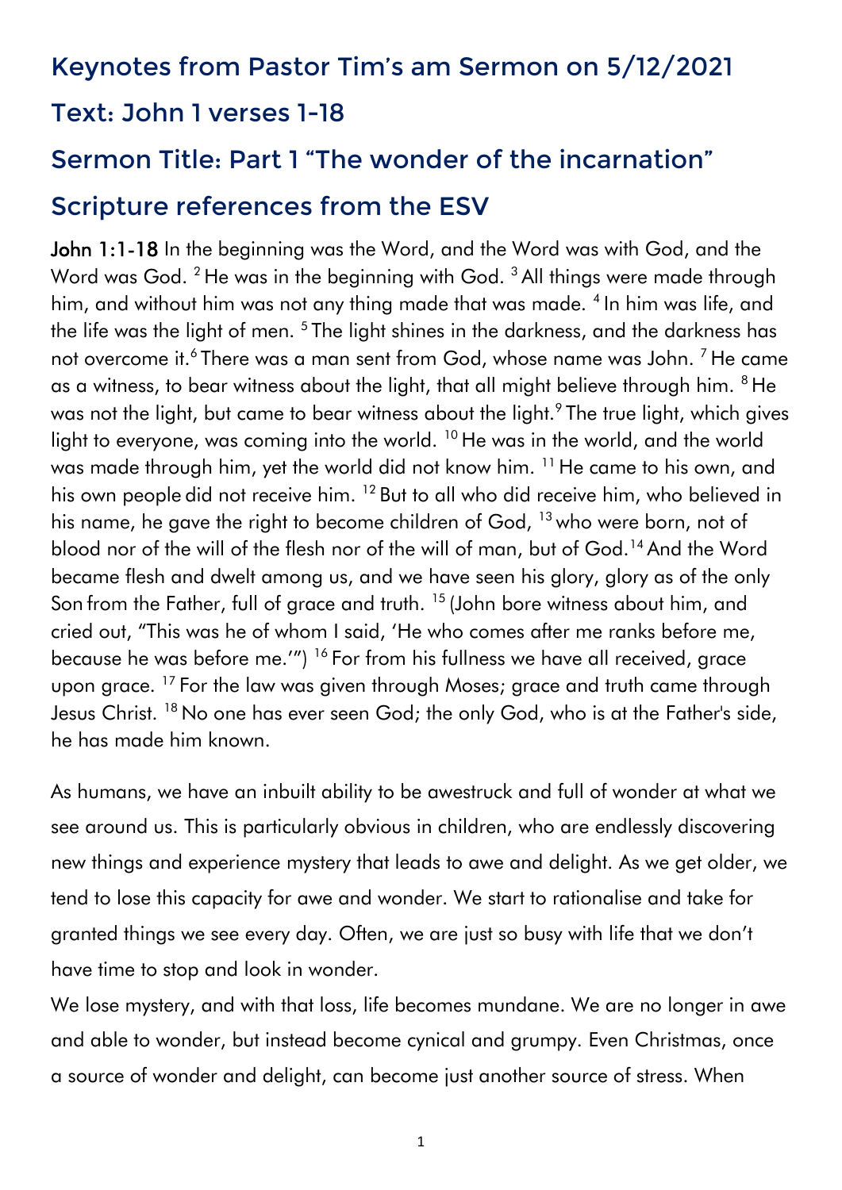## Keynotes from Pastor Tim's am Sermon on 5/12/2021

## Text: John 1 verses 1-18

## Sermon Title: Part 1 "The wonder of the incarnation"

## Scripture references from the ESV

**John 1:1-18** In the beginning was the Word, and the Word was with God, and the Word was God. [2] He was in the beginning with God. [3] All things were made through him, and without him was not any thing made that was made. [4] In him was life, and the life was the light of men. [5] The light shines in the darkness, and the darkness has not overcome it.[6] There was a man sent from God, whose name was John. [7] He came as a witness, to bear witness about the light, that all might believe through him. [8] He was not the light, but came to bear witness about the light.[9] The true light, which gives light to everyone, was coming into the world. [10] He was in the world, and the world was made through him, yet the world did not know him. [11] He came to his own, and his own people did not receive him. [12] But to all who did receive him, who believed in his name, he gave the right to become children of God, [13] who were born, not of blood nor of the will of the flesh nor of the will of man, but of God.[14] And the Word became flesh and dwelt among us, and we have seen his glory, glory as of the only Son from the Father, full of grace and truth. [15] (John bore witness about him, and cried out, "This was he of whom I said, 'He who comes after me ranks before me, because he was before me.'") [16] For from his fullness we have all received, grace upon grace. [17] For the law was given through Moses; grace and truth came through Jesus Christ. [18] No one has ever seen God; the only God, who is at the Father's side, he has made him known.

As humans, we have an inbuilt ability to be awestruck and full of wonder at what we see around us. This is particularly obvious in children, who are endlessly discovering new things and experience mystery that leads to awe and delight. As we get older, we tend to lose this capacity for awe and wonder. We start to rationalise and take for granted things we see every day. Often, we are just so busy with life that we don't have time to stop and look in wonder.

We lose mystery, and with that loss, life becomes mundane. We are no longer in awe and able to wonder, but instead become cynical and grumpy. Even Christmas, once a source of wonder and delight, can become just another source of stress. When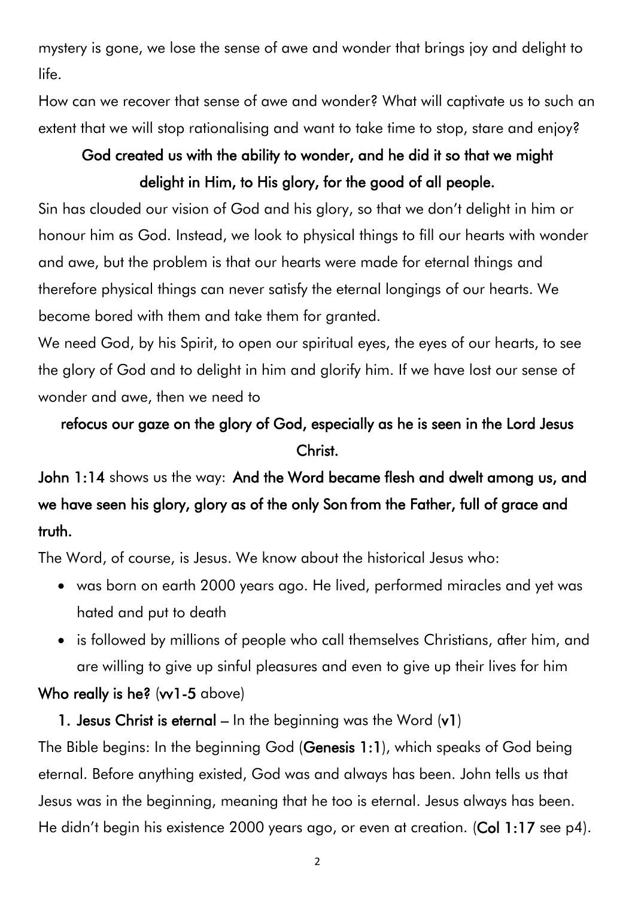mystery is gone, we lose the sense of awe and wonder that brings joy and delight to life.

How can we recover that sense of awe and wonder? What will captivate us to such an extent that we will stop rationalising and want to take time to stop, stare and enjoy?

**God created us with the ability to wonder, and he did it so that we might delight in Him, to His glory, for the good of all people.**

Sin has clouded our vision of God and his glory, so that we don't delight in him or honour him as God. Instead, we look to physical things to fill our hearts with wonder and awe, but the problem is that our hearts were made for eternal things and therefore physical things can never satisfy the eternal longings of our hearts. We become bored with them and take them for granted.

We need God, by his Spirit, to open our spiritual eyes, the eyes of our hearts, to see the glory of God and to delight in him and glorify him. If we have lost our sense of wonder and awe, then we need to

**refocus our gaze on the glory of God, especially as he is seen in the Lord Jesus Christ.**

**John 1:14** shows us the way: **And the Word became flesh and dwelt among us, and we have seen his glory, glory as of the only Son from the Father, full of grace and truth.**

The Word, of course, is Jesus. We know about the historical Jesus who:

- was born on earth 2000 years ago. He lived, performed miracles and yet was hated and put to death
- is followed by millions of people who call themselves Christians, after him, and are willing to give up sinful pleasures and even to give up their lives for him

**Who really is he?** (**vv1-5** above)

1. **Jesus Christ is eternal** – In the beginning was the Word (**v1**)

The Bible begins: In the beginning God (**Genesis 1:1**), which speaks of God being eternal. Before anything existed, God was and always has been. John tells us that Jesus was in the beginning, meaning that he too is eternal. Jesus always has been. He didn't begin his existence 2000 years ago, or even at creation. (**Col 1:17** see p4).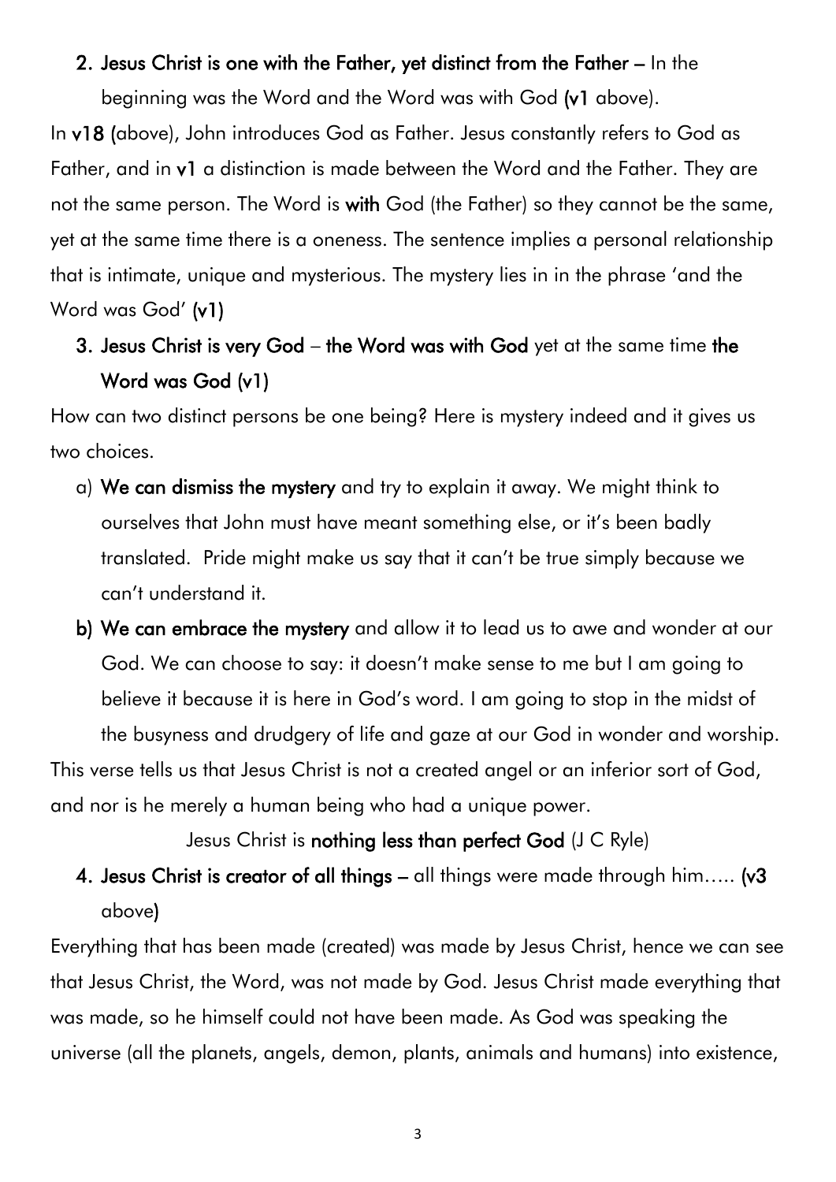2. **Jesus Christ is one with the Father, yet distinct from the Father –** In the beginning was the Word and the Word was with God **(v1** above).

In **v18** (above), John introduces God as Father. Jesus constantly refers to God as Father, and in **v1** a distinction is made between the Word and the Father. They are not the same person. The Word is **with** God (the Father) so they cannot be the same, yet at the same time there is a oneness. The sentence implies a personal relationship that is intimate, unique and mysterious. The mystery lies in in the phrase 'and the Word was God' **(v1)**

3. **Jesus Christ is very God – the Word was with God** yet at the same time **the Word was God (v1)**

How can two distinct persons be one being? Here is mystery indeed and it gives us two choices.

a) **We can dismiss the mystery** and try to explain it away. We might think to ourselves that John must have meant something else, or it's been badly translated. Pride might make us say that it can't be true simply because we can't understand it.

b) **We can embrace the mystery** and allow it to lead us to awe and wonder at our God. We can choose to say: it doesn't make sense to me but I am going to believe it because it is here in God's word. I am going to stop in the midst of the busyness and drudgery of life and gaze at our God in wonder and worship.

This verse tells us that Jesus Christ is not a created angel or an inferior sort of God, and nor is he merely a human being who had a unique power.

Jesus Christ is **nothing less than perfect God** (J C Ryle)

4. **Jesus Christ is creator of all things –** all things were made through him….. **(v3** above**)**

Everything that has been made (created) was made by Jesus Christ, hence we can see that Jesus Christ, the Word, was not made by God. Jesus Christ made everything that was made, so he himself could not have been made. As God was speaking the universe (all the planets, angels, demon, plants, animals and humans) into existence,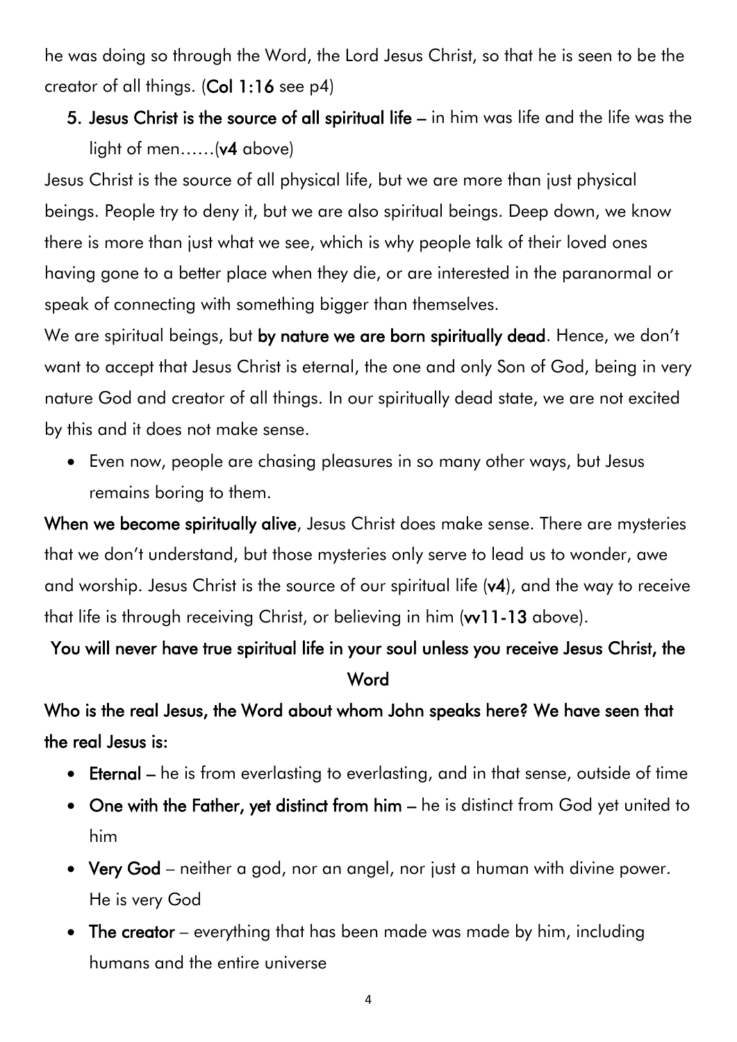he was doing so through the Word, the Lord Jesus Christ, so that he is seen to be the creator of all things. (**Col 1:16** see p4)

5. **Jesus Christ is the source of all spiritual life** – in him was life and the life was the light of men……(**v4** above)

Jesus Christ is the source of all physical life, but we are more than just physical beings. People try to deny it, but we are also spiritual beings. Deep down, we know there is more than just what we see, which is why people talk of their loved ones having gone to a better place when they die, or are interested in the paranormal or speak of connecting with something bigger than themselves.

We are spiritual beings, but **by nature we are born spiritually dead**. Hence, we don't want to accept that Jesus Christ is eternal, the one and only Son of God, being in very nature God and creator of all things. In our spiritually dead state, we are not excited by this and it does not make sense.

- Even now, people are chasing pleasures in so many other ways, but Jesus remains boring to them.

**When we become spiritually alive**, Jesus Christ does make sense. There are mysteries that we don't understand, but those mysteries only serve to lead us to wonder, awe and worship. Jesus Christ is the source of our spiritual life (**v4**), and the way to receive that life is through receiving Christ, or believing in him (**vv11-13** above).

**You will never have true spiritual life in your soul unless you receive Jesus Christ, the Word**

**Who is the real Jesus, the Word about whom John speaks here? We have seen that the real Jesus is:**

- **Eternal** – he is from everlasting to everlasting, and in that sense, outside of time
- **One with the Father, yet distinct from him** – he is distinct from God yet united to him
- **Very God** – neither a god, nor an angel, nor just a human with divine power. He is very God
- **The creator** – everything that has been made was made by him, including humans and the entire universe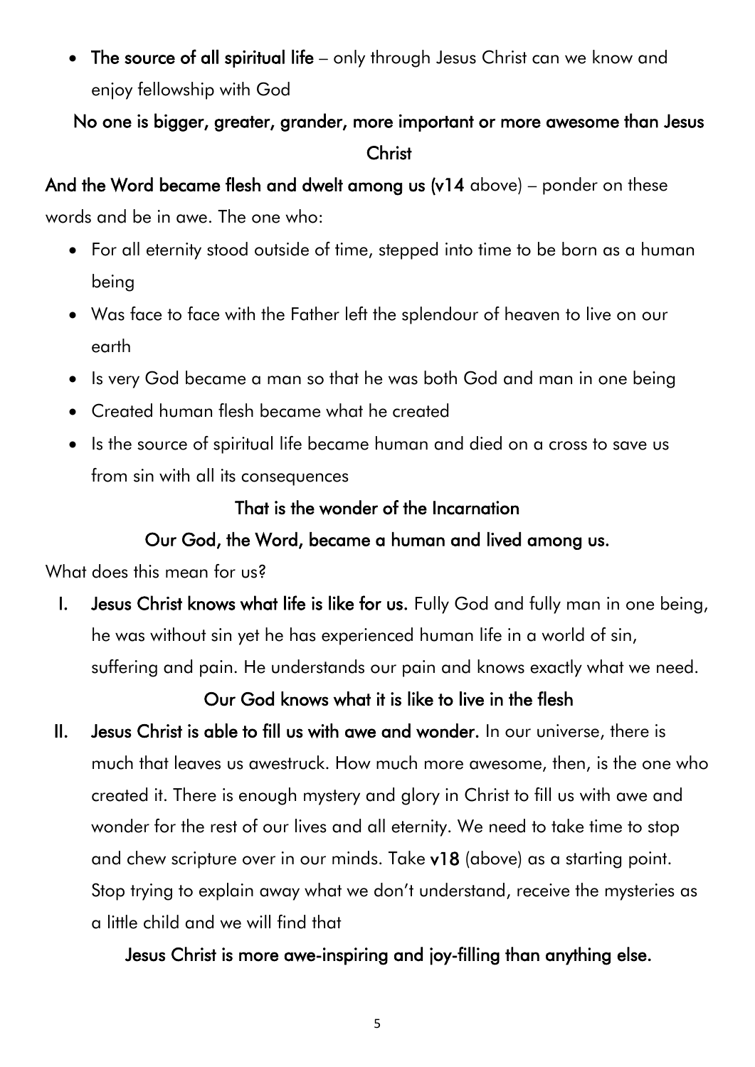- **The source of all spiritual life** – only through Jesus Christ can we know and enjoy fellowship with God

**No one is bigger, greater, grander, more important or more awesome than Jesus Christ**

**And the Word became flesh and dwelt among us (v14** above) – ponder on these words and be in awe. The one who:

- For all eternity stood outside of time, stepped into time to be born as a human being
- Was face to face with the Father left the splendour of heaven to live on our earth
- Is very God became a man so that he was both God and man in one being
- Created human flesh became what he created
- Is the source of spiritual life became human and died on a cross to save us from sin with all its consequences

**That is the wonder of the Incarnation**

**Our God, the Word, became a human and lived among us.**

What does this mean for us?

I. **Jesus Christ knows what life is like for us.** Fully God and fully man in one being, he was without sin yet he has experienced human life in a world of sin, suffering and pain. He understands our pain and knows exactly what we need.

**Our God knows what it is like to live in the flesh**

II. **Jesus Christ is able to fill us with awe and wonder.** In our universe, there is much that leaves us awestruck. How much more awesome, then, is the one who created it. There is enough mystery and glory in Christ to fill us with awe and wonder for the rest of our lives and all eternity. We need to take time to stop and chew scripture over in our minds. Take **v18** (above) as a starting point. Stop trying to explain away what we don't understand, receive the mysteries as a little child and we will find that

**Jesus Christ is more awe-inspiring and joy-filling than anything else.**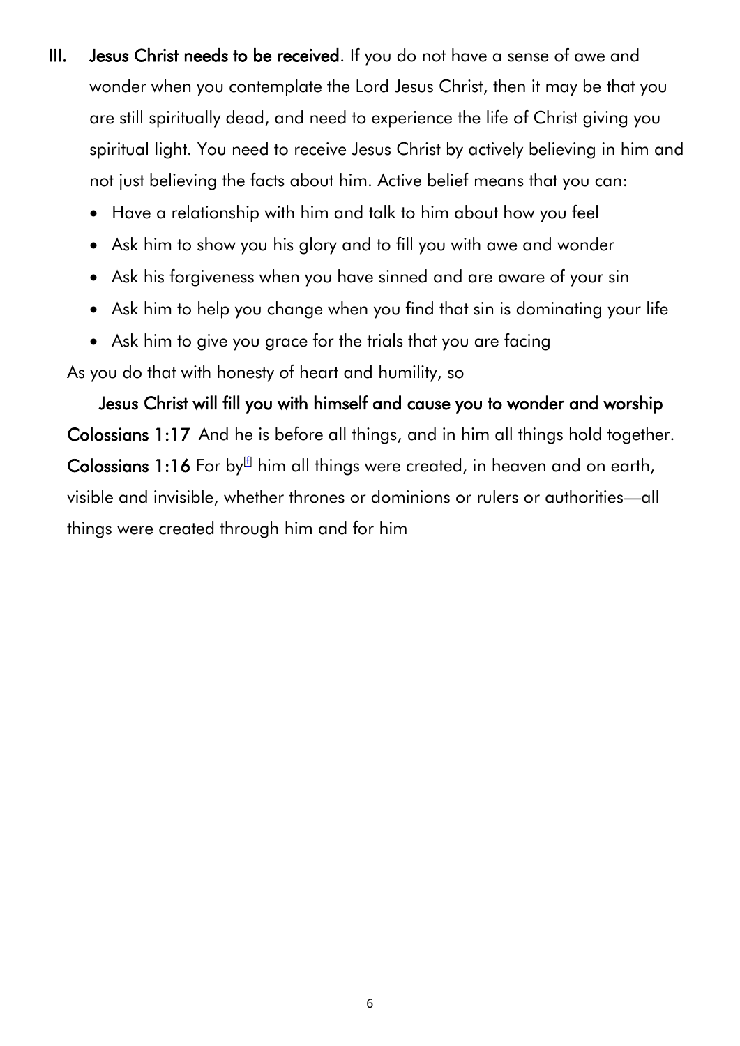III. **Jesus Christ needs to be received**. If you do not have a sense of awe and wonder when you contemplate the Lord Jesus Christ, then it may be that you are still spiritually dead, and need to experience the life of Christ giving you spiritual light. You need to receive Jesus Christ by actively believing in him and not just believing the facts about him. Active belief means that you can:

- Have a relationship with him and talk to him about how you feel
- Ask him to show you his glory and to fill you with awe and wonder
- Ask his forgiveness when you have sinned and are aware of your sin
- Ask him to help you change when you find that sin is dominating your life
- Ask him to give you grace for the trials that you are facing

As you do that with honesty of heart and humility, so

**Jesus Christ will fill you with himself and cause you to wonder and worship**

**Colossians 1:17** And he is before all things, and in him all things hold together.

**Colossians 1:16** For by[f] him all things were created, in heaven and on earth, visible and invisible, whether thrones or dominions or rulers or authorities—all things were created through him and for him